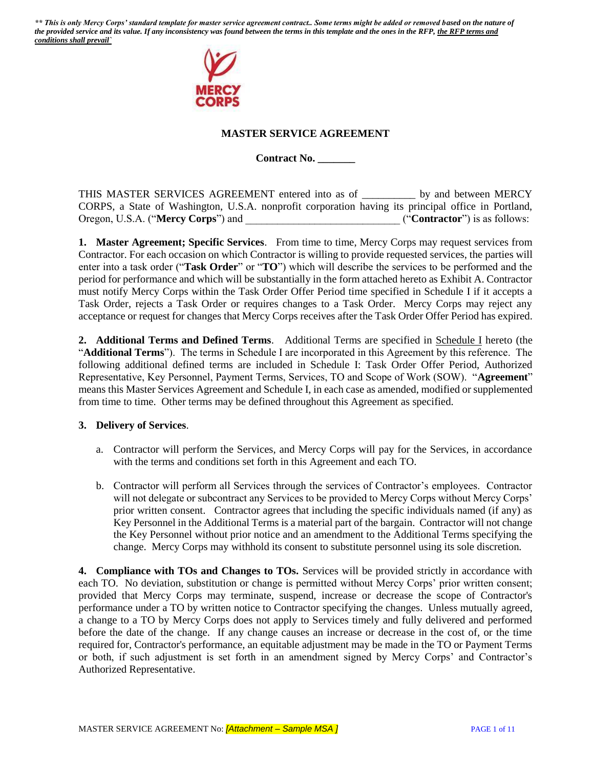***\*\* This is only Mercy Corps' standard template for master service agreement contract.. Some terms might be added or removed based on the nature of the provided service and its value. If any inconsistency was found between the terms in this template and the ones in the RFP, the RFP terms and conditions shall prevail`***

# MASTER SERVICE AGREEMENT

**Contract No. _______**

THIS MASTER SERVICES AGREEMENT entered into as of __________ by and between MERCY CORPS, a State of Washington, U.S.A. nonprofit corporation having its principal office in Portland, Oregon, U.S.A. ("**Mercy Corps**") and ____________________________ ("**Contractor**") is as follows:

**1. Master Agreement; Specific Services**. From time to time, Mercy Corps may request services from Contractor. For each occasion on which Contractor is willing to provide requested services, the parties will enter into a task order ("**Task Order**" or "**TO**") which will describe the services to be performed and the period for performance and which will be substantially in the form attached hereto as Exhibit A. Contractor must notify Mercy Corps within the Task Order Offer Period time specified in Schedule I if it accepts a Task Order, rejects a Task Order or requires changes to a Task Order. Mercy Corps may reject any acceptance or request for changes that Mercy Corps receives after the Task Order Offer Period has expired.

**2. Additional Terms and Defined Terms**. Additional Terms are specified in Schedule I hereto (the "**Additional Terms**"). The terms in Schedule I are incorporated in this Agreement by this reference. The following additional defined terms are included in Schedule I: Task Order Offer Period, Authorized Representative, Key Personnel, Payment Terms, Services, TO and Scope of Work (SOW). "**Agreement**" means this Master Services Agreement and Schedule I, in each case as amended, modified or supplemented from time to time. Other terms may be defined throughout this Agreement as specified.

**3. Delivery of Services**.

a. Contractor will perform the Services, and Mercy Corps will pay for the Services, in accordance with the terms and conditions set forth in this Agreement and each TO.

b. Contractor will perform all Services through the services of Contractor's employees. Contractor will not delegate or subcontract any Services to be provided to Mercy Corps without Mercy Corps' prior written consent. Contractor agrees that including the specific individuals named (if any) as Key Personnel in the Additional Terms is a material part of the bargain. Contractor will not change the Key Personnel without prior notice and an amendment to the Additional Terms specifying the change. Mercy Corps may withhold its consent to substitute personnel using its sole discretion.

**4. Compliance with TOs and Changes to TOs.** Services will be provided strictly in accordance with each TO. No deviation, substitution or change is permitted without Mercy Corps' prior written consent; provided that Mercy Corps may terminate, suspend, increase or decrease the scope of Contractor's performance under a TO by written notice to Contractor specifying the changes. Unless mutually agreed, a change to a TO by Mercy Corps does not apply to Services timely and fully delivered and performed before the date of the change. If any change causes an increase or decrease in the cost of, or the time required for, Contractor's performance, an equitable adjustment may be made in the TO or Payment Terms or both, if such adjustment is set forth in an amendment signed by Mercy Corps' and Contractor's Authorized Representative.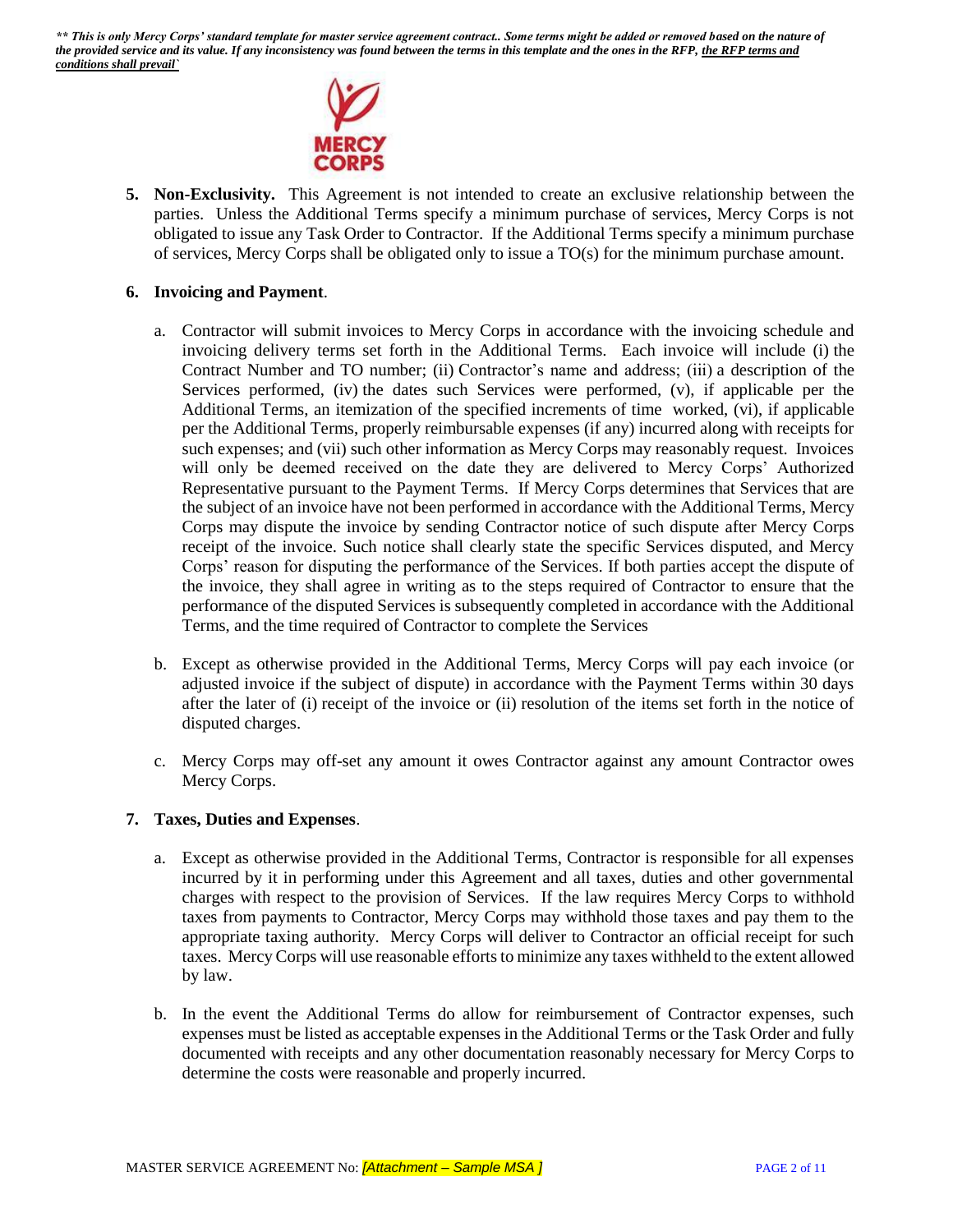***\*\* This is only Mercy Corps' standard template for master service agreement contract.. Some terms might be added or removed based on the nature of the provided service and its value. If any inconsistency was found between the terms in this template and the ones in the RFP, the RFP terms and conditions shall prevail`***

**5. Non-Exclusivity.** This Agreement is not intended to create an exclusive relationship between the parties. Unless the Additional Terms specify a minimum purchase of services, Mercy Corps is not obligated to issue any Task Order to Contractor. If the Additional Terms specify a minimum purchase of services, Mercy Corps shall be obligated only to issue a TO(s) for the minimum purchase amount.

**6. Invoicing and Payment**.

a. Contractor will submit invoices to Mercy Corps in accordance with the invoicing schedule and invoicing delivery terms set forth in the Additional Terms. Each invoice will include (i) the Contract Number and TO number; (ii) Contractor's name and address; (iii) a description of the Services performed, (iv) the dates such Services were performed, (v), if applicable per the Additional Terms, an itemization of the specified increments of time worked, (vi), if applicable per the Additional Terms, properly reimbursable expenses (if any) incurred along with receipts for such expenses; and (vii) such other information as Mercy Corps may reasonably request. Invoices will only be deemed received on the date they are delivered to Mercy Corps' Authorized Representative pursuant to the Payment Terms. If Mercy Corps determines that Services that are the subject of an invoice have not been performed in accordance with the Additional Terms, Mercy Corps may dispute the invoice by sending Contractor notice of such dispute after Mercy Corps receipt of the invoice. Such notice shall clearly state the specific Services disputed, and Mercy Corps' reason for disputing the performance of the Services. If both parties accept the dispute of the invoice, they shall agree in writing as to the steps required of Contractor to ensure that the performance of the disputed Services is subsequently completed in accordance with the Additional Terms, and the time required of Contractor to complete the Services

b. Except as otherwise provided in the Additional Terms, Mercy Corps will pay each invoice (or adjusted invoice if the subject of dispute) in accordance with the Payment Terms within 30 days after the later of (i) receipt of the invoice or (ii) resolution of the items set forth in the notice of disputed charges.

c. Mercy Corps may off-set any amount it owes Contractor against any amount Contractor owes Mercy Corps.

**7. Taxes, Duties and Expenses**.

a. Except as otherwise provided in the Additional Terms, Contractor is responsible for all expenses incurred by it in performing under this Agreement and all taxes, duties and other governmental charges with respect to the provision of Services. If the law requires Mercy Corps to withhold taxes from payments to Contractor, Mercy Corps may withhold those taxes and pay them to the appropriate taxing authority. Mercy Corps will deliver to Contractor an official receipt for such taxes. Mercy Corps will use reasonable efforts to minimize any taxes withheld to the extent allowed by law.

b. In the event the Additional Terms do allow for reimbursement of Contractor expenses, such expenses must be listed as acceptable expenses in the Additional Terms or the Task Order and fully documented with receipts and any other documentation reasonably necessary for Mercy Corps to determine the costs were reasonable and properly incurred.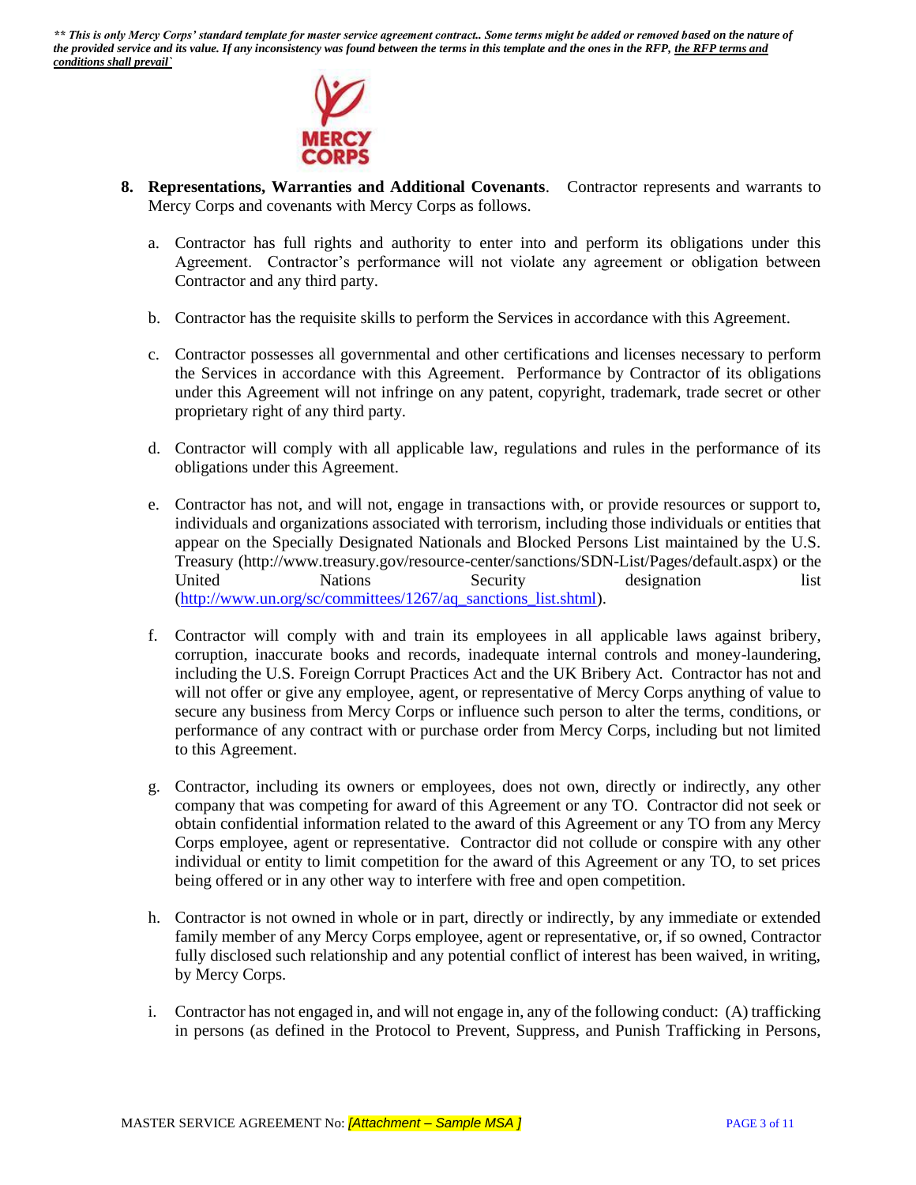*** This is only Mercy Corps' standard template for master service agreement contract.. Some terms might be added or removed based on the nature of the provided service and its value. If any inconsistency was found between the terms in this template and the ones in the RFP, __the RFP terms and conditions shall prevail__`*

8. **Representations, Warranties and Additional Covenants**. Contractor represents and warrants to Mercy Corps and covenants with Mercy Corps as follows.

   a. Contractor has full rights and authority to enter into and perform its obligations under this Agreement. Contractor's performance will not violate any agreement or obligation between Contractor and any third party.

   b. Contractor has the requisite skills to perform the Services in accordance with this Agreement.

   c. Contractor possesses all governmental and other certifications and licenses necessary to perform the Services in accordance with this Agreement. Performance by Contractor of its obligations under this Agreement will not infringe on any patent, copyright, trademark, trade secret or other proprietary right of any third party.

   d. Contractor will comply with all applicable law, regulations and rules in the performance of its obligations under this Agreement.

   e. Contractor has not, and will not, engage in transactions with, or provide resources or support to, individuals and organizations associated with terrorism, including those individuals or entities that appear on the Specially Designated Nationals and Blocked Persons List maintained by the U.S. Treasury (http://www.treasury.gov/resource-center/sanctions/SDN-List/Pages/default.aspx) or the United Nations Security designation list (http://www.un.org/sc/committees/1267/aq_sanctions_list.shtml).

   f. Contractor will comply with and train its employees in all applicable laws against bribery, corruption, inaccurate books and records, inadequate internal controls and money-laundering, including the U.S. Foreign Corrupt Practices Act and the UK Bribery Act. Contractor has not and will not offer or give any employee, agent, or representative of Mercy Corps anything of value to secure any business from Mercy Corps or influence such person to alter the terms, conditions, or performance of any contract with or purchase order from Mercy Corps, including but not limited to this Agreement.

   g. Contractor, including its owners or employees, does not own, directly or indirectly, any other company that was competing for award of this Agreement or any TO. Contractor did not seek or obtain confidential information related to the award of this Agreement or any TO from any Mercy Corps employee, agent or representative. Contractor did not collude or conspire with any other individual or entity to limit competition for the award of this Agreement or any TO, to set prices being offered or in any other way to interfere with free and open competition.

   h. Contractor is not owned in whole or in part, directly or indirectly, by any immediate or extended family member of any Mercy Corps employee, agent or representative, or, if so owned, Contractor fully disclosed such relationship and any potential conflict of interest has been waived, in writing, by Mercy Corps.

   i. Contractor has not engaged in, and will not engage in, any of the following conduct: (A) trafficking in persons (as defined in the Protocol to Prevent, Suppress, and Punish Trafficking in Persons,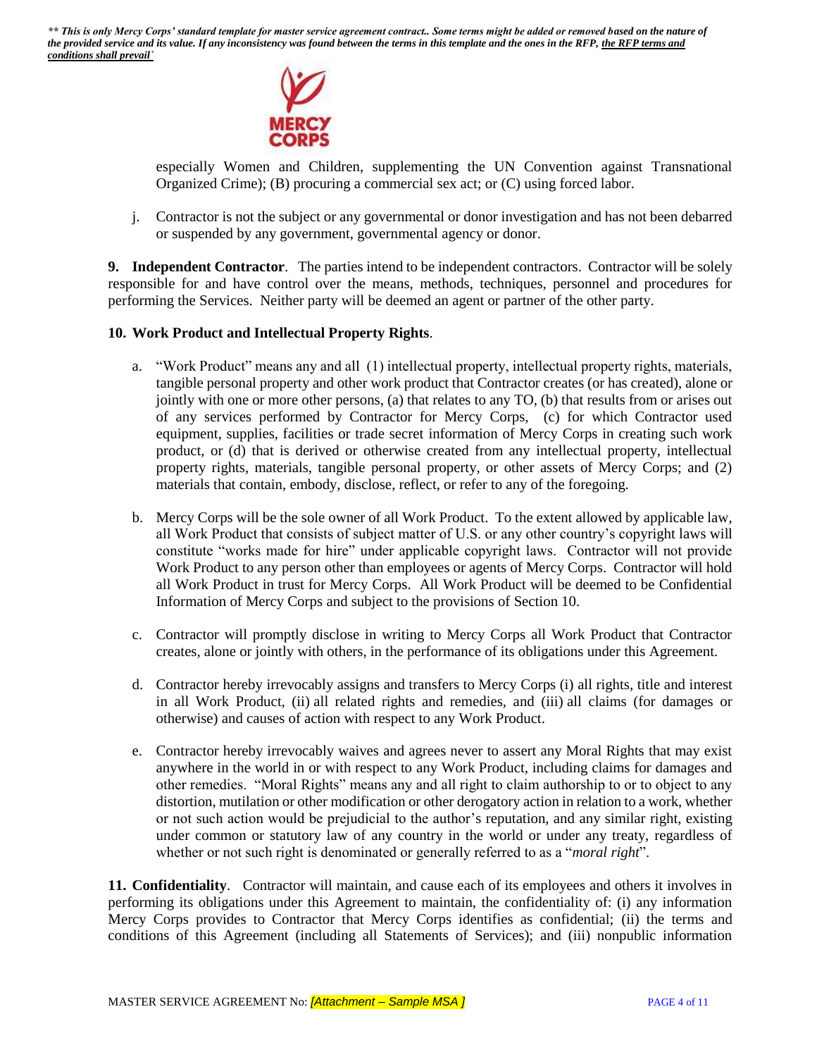especially Women and Children, supplementing the UN Convention against Transnational Organized Crime); (B) procuring a commercial sex act; or (C) using forced labor.

j. Contractor is not the subject or any governmental or donor investigation and has not been debarred or suspended by any government, governmental agency or donor.

**9. Independent Contractor**. The parties intend to be independent contractors. Contractor will be solely responsible for and have control over the means, methods, techniques, personnel and procedures for performing the Services. Neither party will be deemed an agent or partner of the other party.

**10. Work Product and Intellectual Property Rights**.

a. "Work Product" means any and all (1) intellectual property, intellectual property rights, materials, tangible personal property and other work product that Contractor creates (or has created), alone or jointly with one or more other persons, (a) that relates to any TO, (b) that results from or arises out of any services performed by Contractor for Mercy Corps, (c) for which Contractor used equipment, supplies, facilities or trade secret information of Mercy Corps in creating such work product, or (d) that is derived or otherwise created from any intellectual property, intellectual property rights, materials, tangible personal property, or other assets of Mercy Corps; and (2) materials that contain, embody, disclose, reflect, or refer to any of the foregoing.

b. Mercy Corps will be the sole owner of all Work Product. To the extent allowed by applicable law, all Work Product that consists of subject matter of U.S. or any other country's copyright laws will constitute "works made for hire" under applicable copyright laws. Contractor will not provide Work Product to any person other than employees or agents of Mercy Corps. Contractor will hold all Work Product in trust for Mercy Corps. All Work Product will be deemed to be Confidential Information of Mercy Corps and subject to the provisions of Section 10.

c. Contractor will promptly disclose in writing to Mercy Corps all Work Product that Contractor creates, alone or jointly with others, in the performance of its obligations under this Agreement.

d. Contractor hereby irrevocably assigns and transfers to Mercy Corps (i) all rights, title and interest in all Work Product, (ii) all related rights and remedies, and (iii) all claims (for damages or otherwise) and causes of action with respect to any Work Product.

e. Contractor hereby irrevocably waives and agrees never to assert any Moral Rights that may exist anywhere in the world in or with respect to any Work Product, including claims for damages and other remedies. "Moral Rights" means any and all right to claim authorship to or to object to any distortion, mutilation or other modification or other derogatory action in relation to a work, whether or not such action would be prejudicial to the author's reputation, and any similar right, existing under common or statutory law of any country in the world or under any treaty, regardless of whether or not such right is denominated or generally referred to as a "*moral right*".

**11. Confidentiality**. Contractor will maintain, and cause each of its employees and others it involves in performing its obligations under this Agreement to maintain, the confidentiality of: (i) any information Mercy Corps provides to Contractor that Mercy Corps identifies as confidential; (ii) the terms and conditions of this Agreement (including all Statements of Services); and (iii) nonpublic information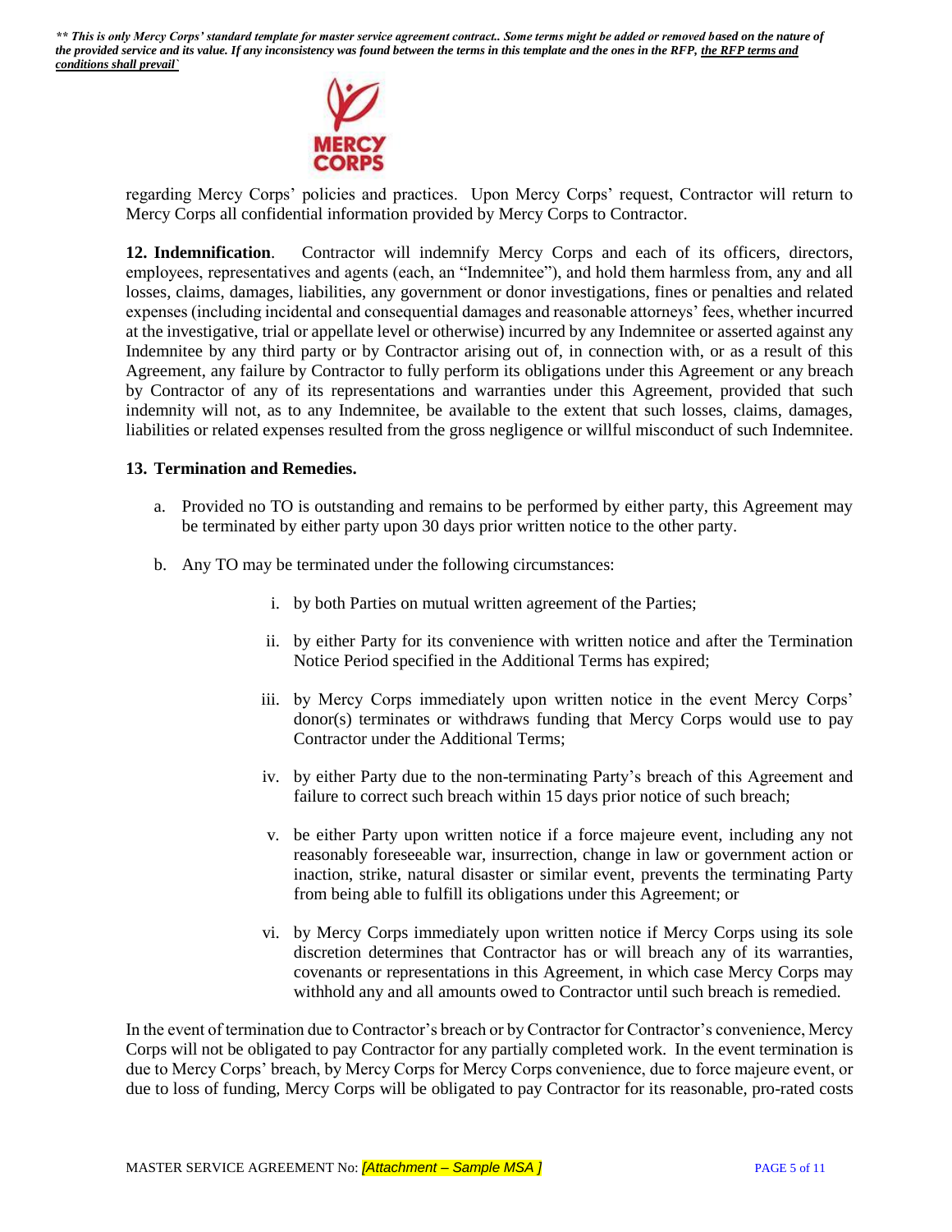regarding Mercy Corps' policies and practices. Upon Mercy Corps' request, Contractor will return to Mercy Corps all confidential information provided by Mercy Corps to Contractor.

**12. Indemnification**. Contractor will indemnify Mercy Corps and each of its officers, directors, employees, representatives and agents (each, an "Indemnitee"), and hold them harmless from, any and all losses, claims, damages, liabilities, any government or donor investigations, fines or penalties and related expenses (including incidental and consequential damages and reasonable attorneys' fees, whether incurred at the investigative, trial or appellate level or otherwise) incurred by any Indemnitee or asserted against any Indemnitee by any third party or by Contractor arising out of, in connection with, or as a result of this Agreement, any failure by Contractor to fully perform its obligations under this Agreement or any breach by Contractor of any of its representations and warranties under this Agreement, provided that such indemnity will not, as to any Indemnitee, be available to the extent that such losses, claims, damages, liabilities or related expenses resulted from the gross negligence or willful misconduct of such Indemnitee.

**13. Termination and Remedies.**

a. Provided no TO is outstanding and remains to be performed by either party, this Agreement may be terminated by either party upon 30 days prior written notice to the other party.

b. Any TO may be terminated under the following circumstances:

   i. by both Parties on mutual written agreement of the Parties;

   ii. by either Party for its convenience with written notice and after the Termination Notice Period specified in the Additional Terms has expired;

   iii. by Mercy Corps immediately upon written notice in the event Mercy Corps' donor(s) terminates or withdraws funding that Mercy Corps would use to pay Contractor under the Additional Terms;

   iv. by either Party due to the non-terminating Party's breach of this Agreement and failure to correct such breach within 15 days prior notice of such breach;

   v. be either Party upon written notice if a force majeure event, including any not reasonably foreseeable war, insurrection, change in law or government action or inaction, strike, natural disaster or similar event, prevents the terminating Party from being able to fulfill its obligations under this Agreement; or

   vi. by Mercy Corps immediately upon written notice if Mercy Corps using its sole discretion determines that Contractor has or will breach any of its warranties, covenants or representations in this Agreement, in which case Mercy Corps may withhold any and all amounts owed to Contractor until such breach is remedied.

In the event of termination due to Contractor's breach or by Contractor for Contractor's convenience, Mercy Corps will not be obligated to pay Contractor for any partially completed work. In the event termination is due to Mercy Corps' breach, by Mercy Corps for Mercy Corps convenience, due to force majeure event, or due to loss of funding, Mercy Corps will be obligated to pay Contractor for its reasonable, pro-rated costs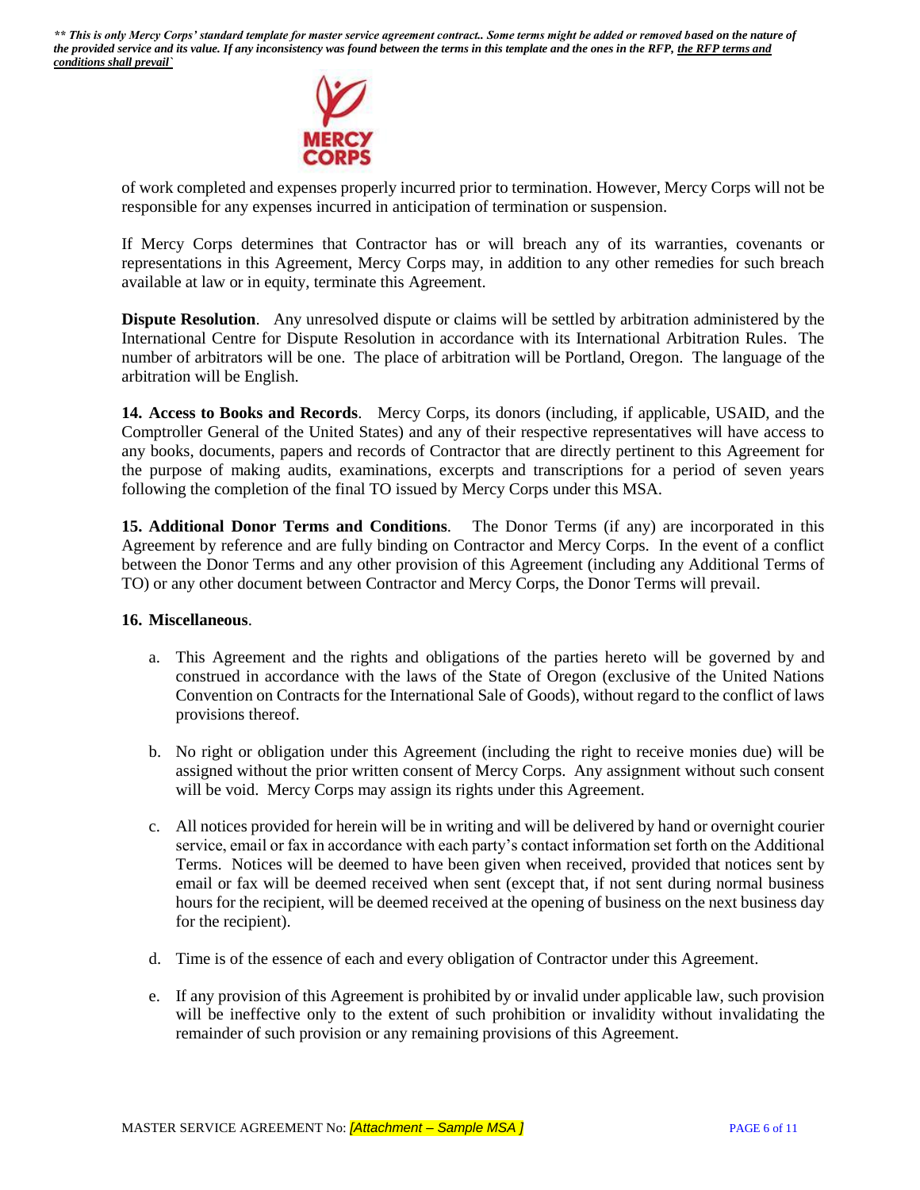of work completed and expenses properly incurred prior to termination. However, Mercy Corps will not be responsible for any expenses incurred in anticipation of termination or suspension.

If Mercy Corps determines that Contractor has or will breach any of its warranties, covenants or representations in this Agreement, Mercy Corps may, in addition to any other remedies for such breach available at law or in equity, terminate this Agreement.

**Dispute Resolution**. Any unresolved dispute or claims will be settled by arbitration administered by the International Centre for Dispute Resolution in accordance with its International Arbitration Rules. The number of arbitrators will be one. The place of arbitration will be Portland, Oregon. The language of the arbitration will be English.

**14. Access to Books and Records**. Mercy Corps, its donors (including, if applicable, USAID, and the Comptroller General of the United States) and any of their respective representatives will have access to any books, documents, papers and records of Contractor that are directly pertinent to this Agreement for the purpose of making audits, examinations, excerpts and transcriptions for a period of seven years following the completion of the final TO issued by Mercy Corps under this MSA.

**15. Additional Donor Terms and Conditions**. The Donor Terms (if any) are incorporated in this Agreement by reference and are fully binding on Contractor and Mercy Corps. In the event of a conflict between the Donor Terms and any other provision of this Agreement (including any Additional Terms of TO) or any other document between Contractor and Mercy Corps, the Donor Terms will prevail.

**16. Miscellaneous**.

a. This Agreement and the rights and obligations of the parties hereto will be governed by and construed in accordance with the laws of the State of Oregon (exclusive of the United Nations Convention on Contracts for the International Sale of Goods), without regard to the conflict of laws provisions thereof.

b. No right or obligation under this Agreement (including the right to receive monies due) will be assigned without the prior written consent of Mercy Corps. Any assignment without such consent will be void. Mercy Corps may assign its rights under this Agreement.

c. All notices provided for herein will be in writing and will be delivered by hand or overnight courier service, email or fax in accordance with each party's contact information set forth on the Additional Terms. Notices will be deemed to have been given when received, provided that notices sent by email or fax will be deemed received when sent (except that, if not sent during normal business hours for the recipient, will be deemed received at the opening of business on the next business day for the recipient).

d. Time is of the essence of each and every obligation of Contractor under this Agreement.

e. If any provision of this Agreement is prohibited by or invalid under applicable law, such provision will be ineffective only to the extent of such prohibition or invalidity without invalidating the remainder of such provision or any remaining provisions of this Agreement.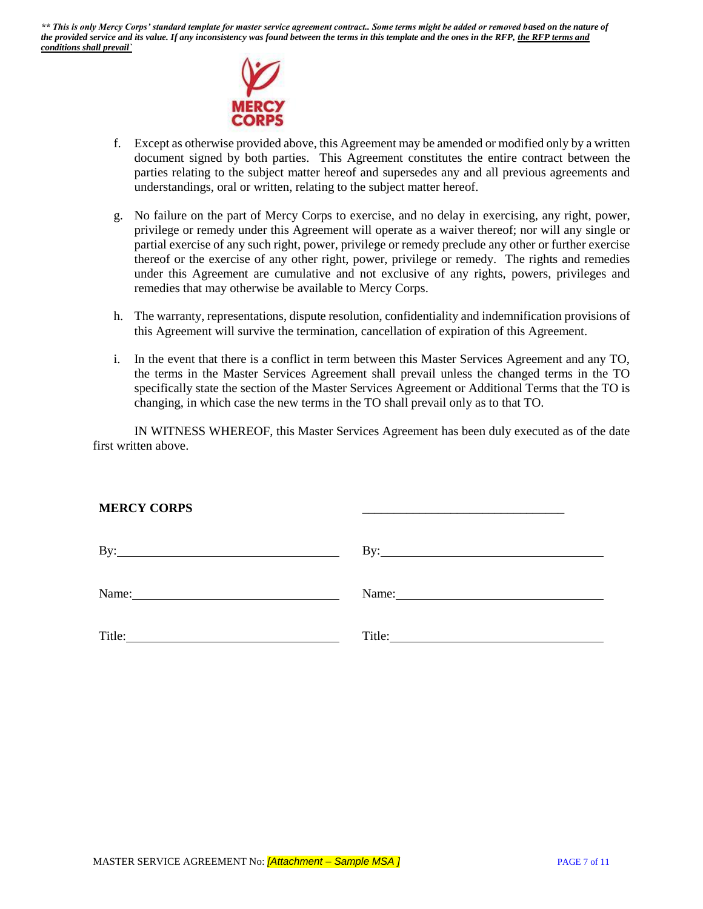f. Except as otherwise provided above, this Agreement may be amended or modified only by a written document signed by both parties. This Agreement constitutes the entire contract between the parties relating to the subject matter hereof and supersedes any and all previous agreements and understandings, oral or written, relating to the subject matter hereof.

g. No failure on the part of Mercy Corps to exercise, and no delay in exercising, any right, power, privilege or remedy under this Agreement will operate as a waiver thereof; nor will any single or partial exercise of any such right, power, privilege or remedy preclude any other or further exercise thereof or the exercise of any other right, power, privilege or remedy. The rights and remedies under this Agreement are cumulative and not exclusive of any rights, powers, privileges and remedies that may otherwise be available to Mercy Corps.

h. The warranty, representations, dispute resolution, confidentiality and indemnification provisions of this Agreement will survive the termination, cancellation of expiration of this Agreement.

i. In the event that there is a conflict in term between this Master Services Agreement and any TO, the terms in the Master Services Agreement shall prevail unless the changed terms in the TO specifically state the section of the Master Services Agreement or Additional Terms that the TO is changing, in which case the new terms in the TO shall prevail only as to that TO.

IN WITNESS WHEREOF, this Master Services Agreement has been duly executed as of the date first written above.

| **MERCY CORPS** | ________________________________ |
|---|---|
| By:________________________________ | By:________________________________ |
| Name:______________________________ | Name:______________________________ |
| Title:______________________________ | Title:______________________________ |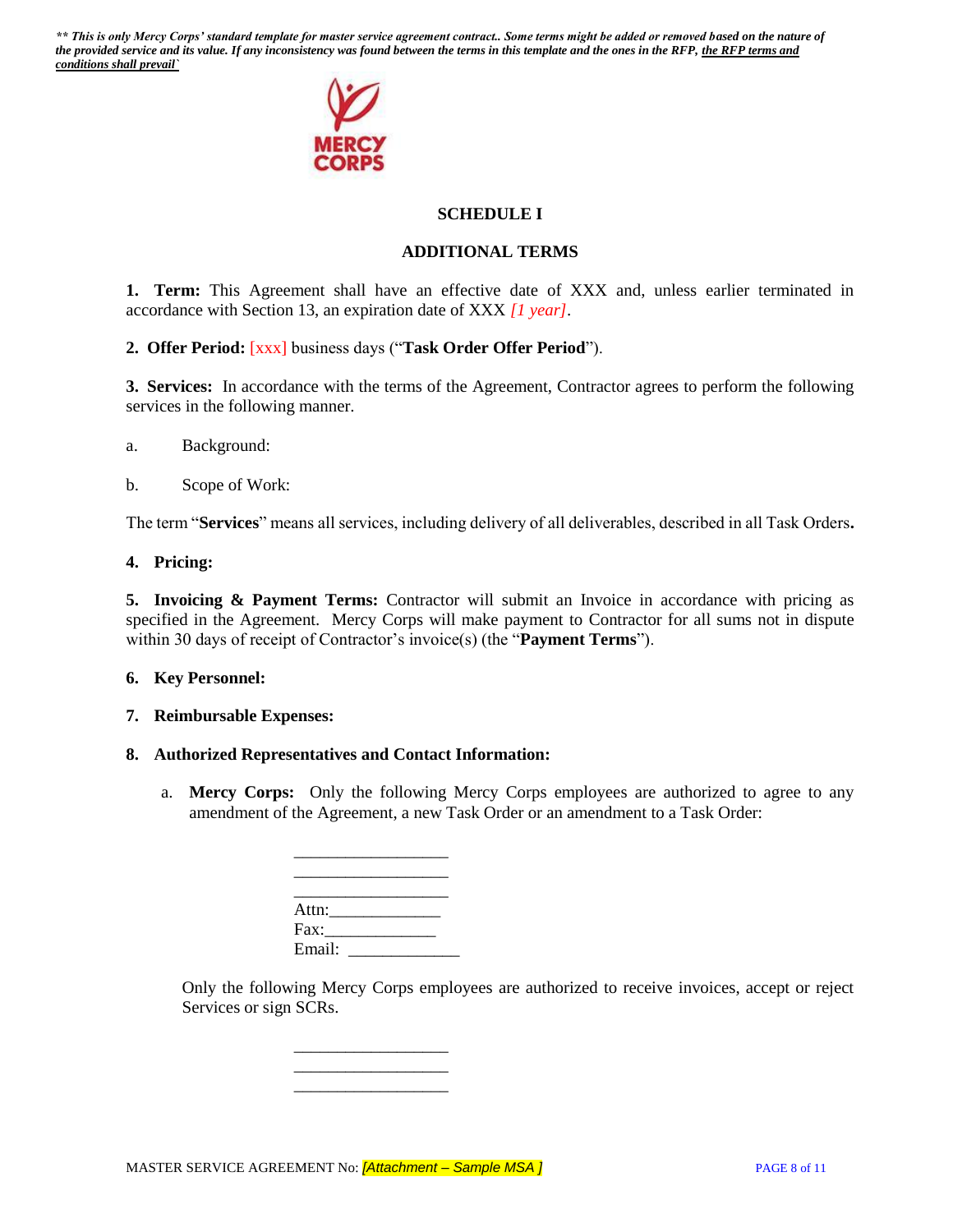*\*\* This is only Mercy Corps' standard template for master service agreement contract.. Some terms might be added or removed based on the nature of the provided service and its value. If any inconsistency was found between the terms in this template and the ones in the RFP, the RFP terms and conditions shall prevail`*

## SCHEDULE I

## ADDITIONAL TERMS

**1. Term:** This Agreement shall have an effective date of XXX and, unless earlier terminated in accordance with Section 13, an expiration date of XXX *[1 year]*.

**2. Offer Period:** [xxx] business days ("**Task Order Offer Period**").

**3. Services:** In accordance with the terms of the Agreement, Contractor agrees to perform the following services in the following manner.

a. Background:

b. Scope of Work:

The term "**Services**" means all services, including delivery of all deliverables, described in all Task Orders**.**

**4. Pricing:**

**5. Invoicing & Payment Terms:** Contractor will submit an Invoice in accordance with pricing as specified in the Agreement. Mercy Corps will make payment to Contractor for all sums not in dispute within 30 days of receipt of Contractor's invoice(s) (the "**Payment Terms**").

**6. Key Personnel:**

**7. Reimbursable Expenses:**

**8. Authorized Representatives and Contact Information:**

a. **Mercy Corps:** Only the following Mercy Corps employees are authorized to agree to any amendment of the Agreement, a new Task Order or an amendment to a Task Order:

__________________
__________________
__________________
Attn:_____________
Fax:_____________
Email: _____________

Only the following Mercy Corps employees are authorized to receive invoices, accept or reject Services or sign SCRs.

__________________
__________________
__________________

MASTER SERVICE AGREEMENT No: *[Attachment – Sample MSA ]*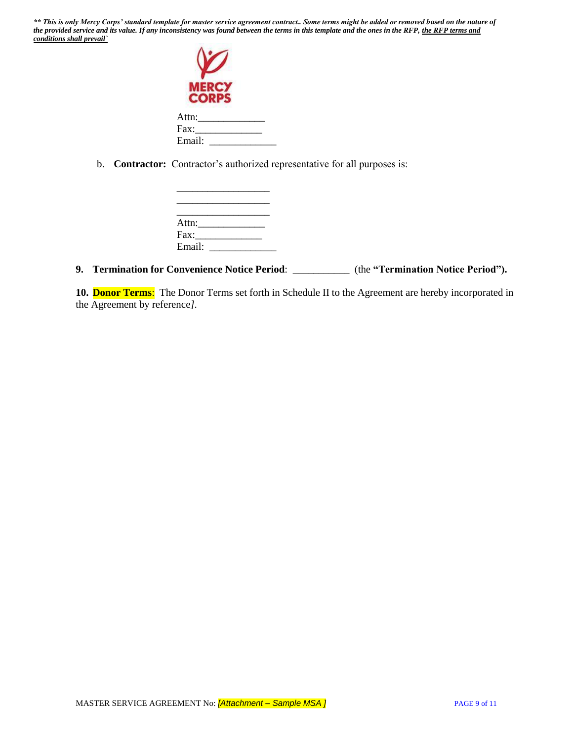*** This is only Mercy Corps' standard template for master service agreement contract.. Some terms might be added or removed based on the nature of the provided service and its value. If any inconsistency was found between the terms in this template and the ones in the RFP, the RFP terms and conditions shall prevail`*

MERCY CORPS

Attn:____________
Fax:____________
Email: ____________

b. **Contractor:** Contractor's authorized representative for all purposes is:

_________________
_________________
_________________
Attn:____________
Fax:____________
Email: ____________

**9. Termination for Convenience Notice Period**: __________ (the **"Termination Notice Period").**

**10. Donor Terms**: The Donor Terms set forth in Schedule II to the Agreement are hereby incorporated in the Agreement by reference*]*.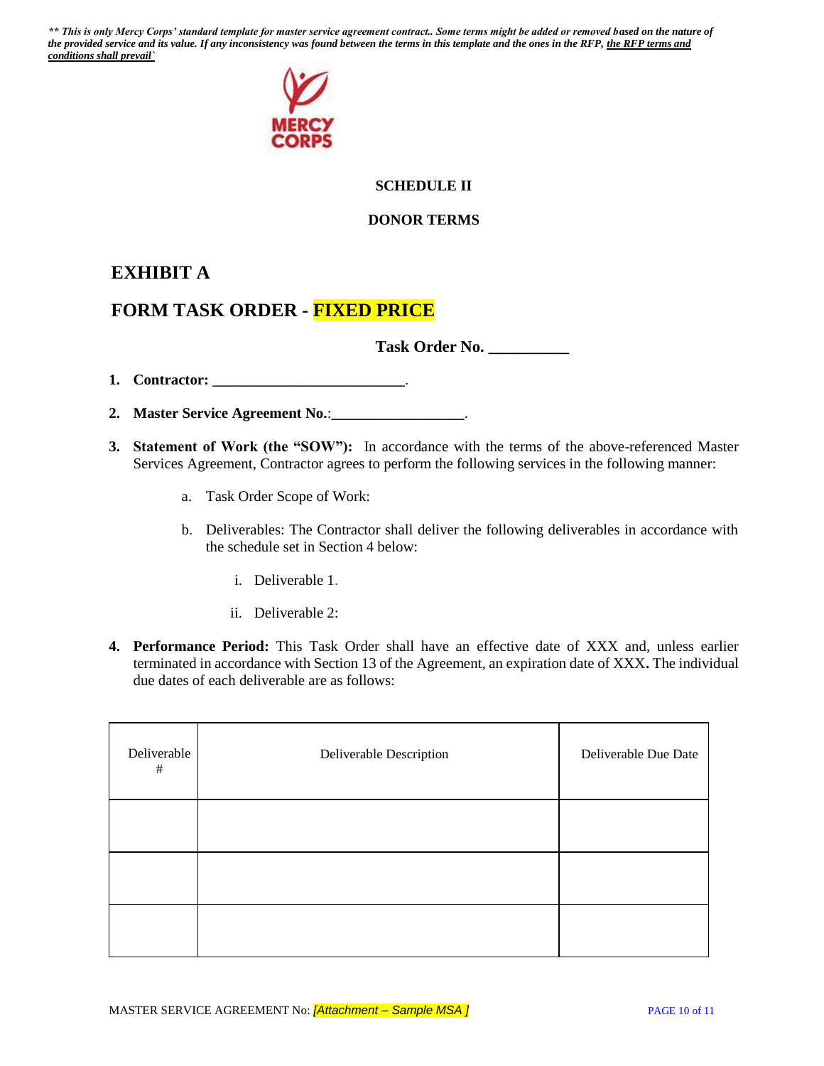***\*\* This is only Mercy Corps' standard template for master service agreement contract.. Some terms might be added or removed based on the nature of the provided service and its value. If any inconsistency was found between the terms in this template and the ones in the RFP, <u>the RFP terms and conditions shall prevail</u>`***

**SCHEDULE II**

**DONOR TERMS**

# EXHIBIT A

# FORM TASK ORDER - FIXED PRICE

**Task Order No. __________**

1. **Contractor: _________________________**.
2. **Master Service Agreement No.**:_________________.
3. **Statement of Work (the "SOW"):** In accordance with the terms of the above-referenced Master Services Agreement, Contractor agrees to perform the following services in the following manner:
   a. Task Order Scope of Work:
   b. Deliverables: The Contractor shall deliver the following deliverables in accordance with the schedule set in Section 4 below:
      i. Deliverable 1.
      ii. Deliverable 2:
4. **Performance Period:** This Task Order shall have an effective date of XXX and, unless earlier terminated in accordance with Section 13 of the Agreement, an expiration date of XXX**.** The individual due dates of each deliverable are as follows:

| Deliverable # | Deliverable Description | Deliverable Due Date |
|---|---|---|
| | | |
| | | |
| | | |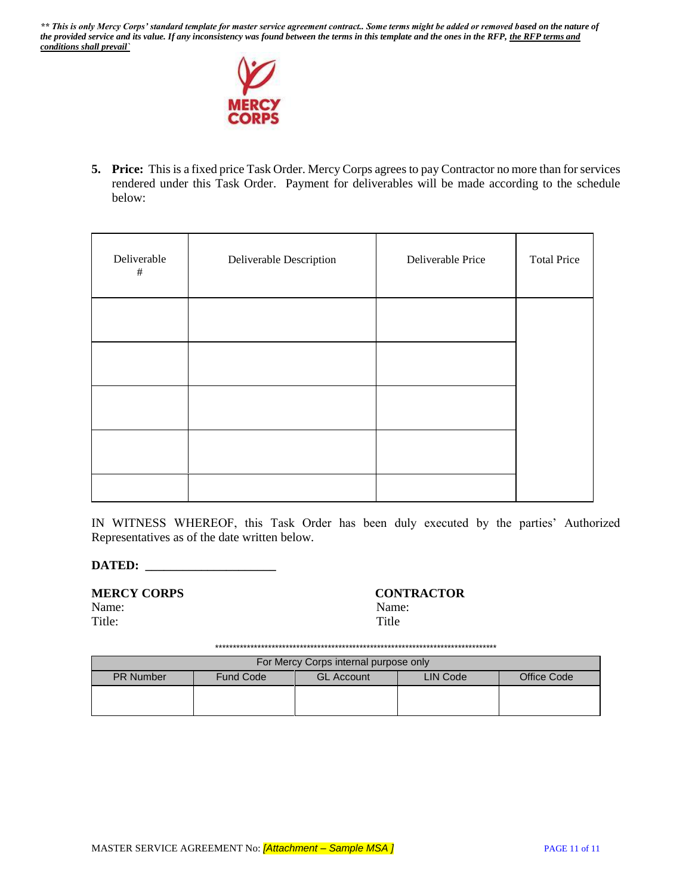***\*\* This is only Mercy Corps' standard template for master service agreement contract.. Some terms might be added or removed based on the nature of the provided service and its value. If any inconsistency was found between the terms in this template and the ones in the RFP, <u>the RFP terms and conditions shall prevail</u>`***

**5. Price:** This is a fixed price Task Order. Mercy Corps agrees to pay Contractor no more than for services rendered under this Task Order. Payment for deliverables will be made according to the schedule below:

| Deliverable # | Deliverable Description | Deliverable Price | Total Price |
|---|---|---|---|
| | | | |
| | | | |
| | | | |
| | | | |
| | | | |

IN WITNESS WHEREOF, this Task Order has been duly executed by the parties' Authorized Representatives as of the date written below.

**DATED: \_\_\_\_\_\_\_\_\_\_\_\_\_\_\_\_\_\_\_\_\_**

**MERCY CORPS**
Name:
Title:

**CONTRACTOR**
Name:
Title

\*\*\*\*\*\*\*\*\*\*\*\*\*\*\*\*\*\*\*\*\*\*\*\*\*\*\*\*\*\*\*\*\*\*\*\*\*\*\*\*\*\*\*\*\*\*\*\*\*\*\*\*\*\*\*\*\*\*\*\*\*\*\*\*\*\*\*\*\*\*\*\*\*\*\*\*\*\*\*\*

| For Mercy Corps internal purpose only | | | | |
|---|---|---|---|---|
| PR Number | Fund Code | GL Account | LIN Code | Office Code |
| | | | | |

MASTER SERVICE AGREEMENT No: *[Attachment – Sample MSA ]*